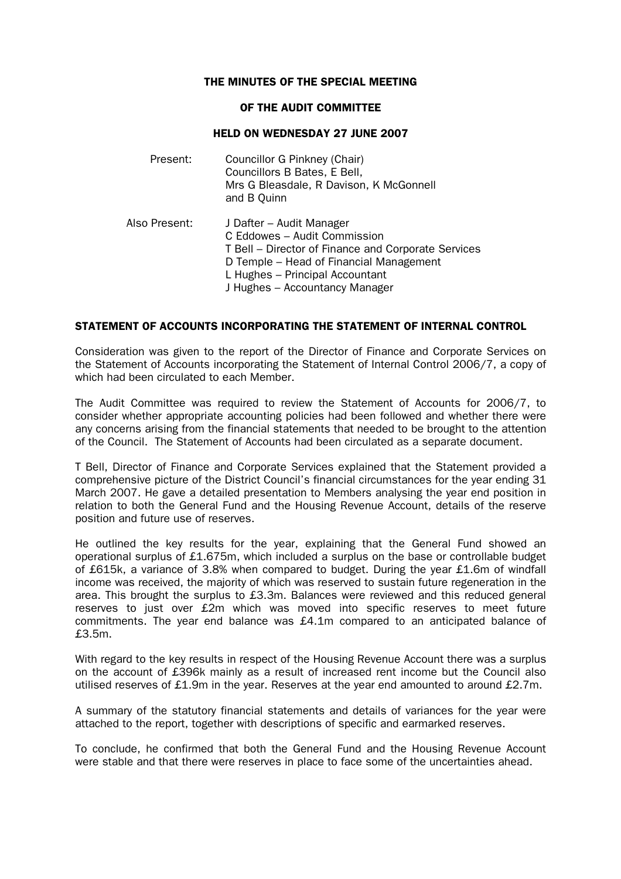# THE MINUTES OF THE SPECIAL MEETING

## OF THE AUDIT COMMITTEE

### HELD ON WEDNESDAY 27 JUNE 2007

Present: Councillor G Pinkney (Chair)
Councillors B Bates, E Bell,
Mrs G Bleasdale, R Davison, K McGonnell
and B Quinn

Also Present: J Dafter – Audit Manager
C Eddowes – Audit Commission
T Bell – Director of Finance and Corporate Services
D Temple – Head of Financial Management
L Hughes – Principal Accountant
J Hughes – Accountancy Manager

## STATEMENT OF ACCOUNTS INCORPORATING THE STATEMENT OF INTERNAL CONTROL

Consideration was given to the report of the Director of Finance and Corporate Services on the Statement of Accounts incorporating the Statement of Internal Control 2006/7, a copy of which had been circulated to each Member.

The Audit Committee was required to review the Statement of Accounts for 2006/7, to consider whether appropriate accounting policies had been followed and whether there were any concerns arising from the financial statements that needed to be brought to the attention of the Council. The Statement of Accounts had been circulated as a separate document.

T Bell, Director of Finance and Corporate Services explained that the Statement provided a comprehensive picture of the District Council's financial circumstances for the year ending 31 March 2007. He gave a detailed presentation to Members analysing the year end position in relation to both the General Fund and the Housing Revenue Account, details of the reserve position and future use of reserves.

He outlined the key results for the year, explaining that the General Fund showed an operational surplus of £1.675m, which included a surplus on the base or controllable budget of £615k, a variance of 3.8% when compared to budget. During the year £1.6m of windfall income was received, the majority of which was reserved to sustain future regeneration in the area. This brought the surplus to £3.3m. Balances were reviewed and this reduced general reserves to just over £2m which was moved into specific reserves to meet future commitments. The year end balance was £4.1m compared to an anticipated balance of £3.5m.

With regard to the key results in respect of the Housing Revenue Account there was a surplus on the account of £396k mainly as a result of increased rent income but the Council also utilised reserves of £1.9m in the year. Reserves at the year end amounted to around £2.7m.

A summary of the statutory financial statements and details of variances for the year were attached to the report, together with descriptions of specific and earmarked reserves.

To conclude, he confirmed that both the General Fund and the Housing Revenue Account were stable and that there were reserves in place to face some of the uncertainties ahead.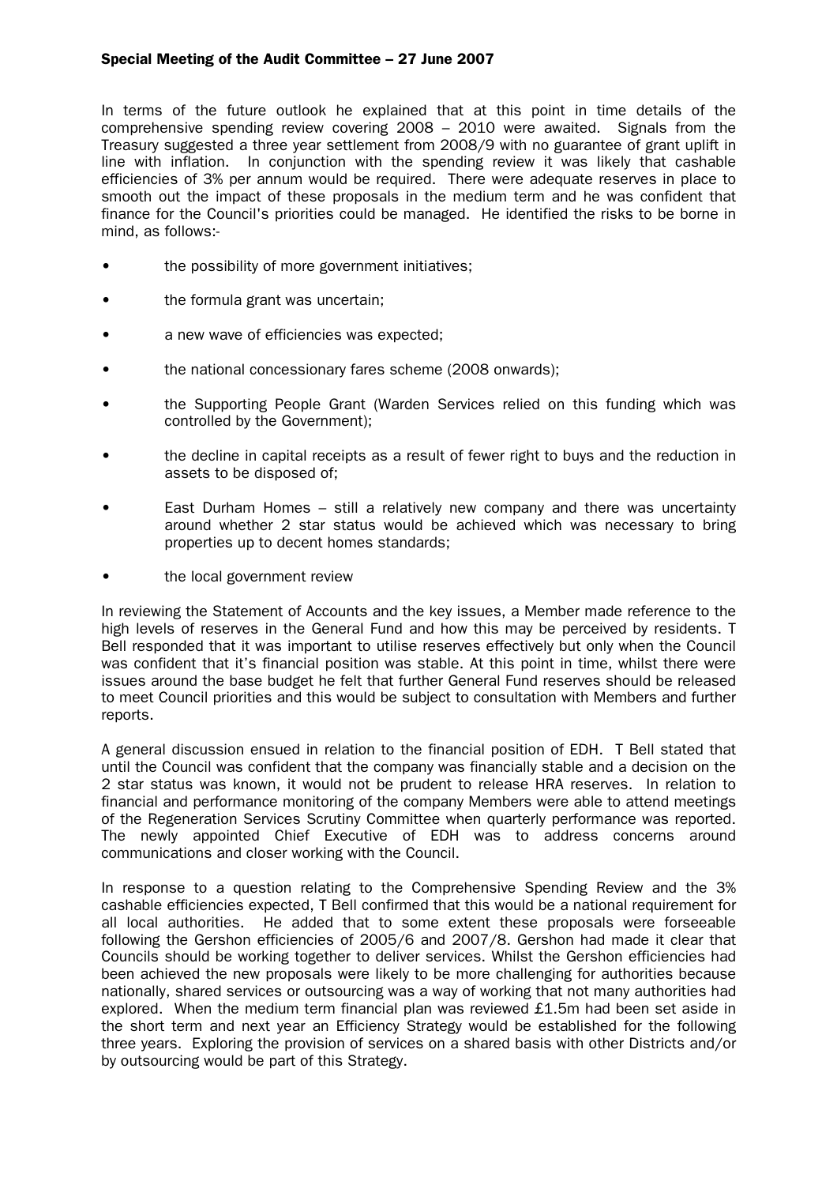In terms of the future outlook he explained that at this point in time details of the comprehensive spending review covering 2008 – 2010 were awaited. Signals from the Treasury suggested a three year settlement from 2008/9 with no guarantee of grant uplift in line with inflation. In conjunction with the spending review it was likely that cashable efficiencies of 3% per annum would be required. There were adequate reserves in place to smooth out the impact of these proposals in the medium term and he was confident that finance for the Council's priorities could be managed. He identified the risks to be borne in mind, as follows:-

- the possibility of more government initiatives;
- the formula grant was uncertain;
- a new wave of efficiencies was expected;
- the national concessionary fares scheme (2008 onwards);
- the Supporting People Grant (Warden Services relied on this funding which was controlled by the Government);
- the decline in capital receipts as a result of fewer right to buys and the reduction in assets to be disposed of;
- East Durham Homes – still a relatively new company and there was uncertainty around whether 2 star status would be achieved which was necessary to bring properties up to decent homes standards;
- the local government review

In reviewing the Statement of Accounts and the key issues, a Member made reference to the high levels of reserves in the General Fund and how this may be perceived by residents. T Bell responded that it was important to utilise reserves effectively but only when the Council was confident that it's financial position was stable. At this point in time, whilst there were issues around the base budget he felt that further General Fund reserves should be released to meet Council priorities and this would be subject to consultation with Members and further reports.

A general discussion ensued in relation to the financial position of EDH. T Bell stated that until the Council was confident that the company was financially stable and a decision on the 2 star status was known, it would not be prudent to release HRA reserves. In relation to financial and performance monitoring of the company Members were able to attend meetings of the Regeneration Services Scrutiny Committee when quarterly performance was reported. The newly appointed Chief Executive of EDH was to address concerns around communications and closer working with the Council.

In response to a question relating to the Comprehensive Spending Review and the 3% cashable efficiencies expected, T Bell confirmed that this would be a national requirement for all local authorities. He added that to some extent these proposals were forseeable following the Gershon efficiencies of 2005/6 and 2007/8. Gershon had made it clear that Councils should be working together to deliver services. Whilst the Gershon efficiencies had been achieved the new proposals were likely to be more challenging for authorities because nationally, shared services or outsourcing was a way of working that not many authorities had explored. When the medium term financial plan was reviewed £1.5m had been set aside in the short term and next year an Efficiency Strategy would be established for the following three years. Exploring the provision of services on a shared basis with other Districts and/or by outsourcing would be part of this Strategy.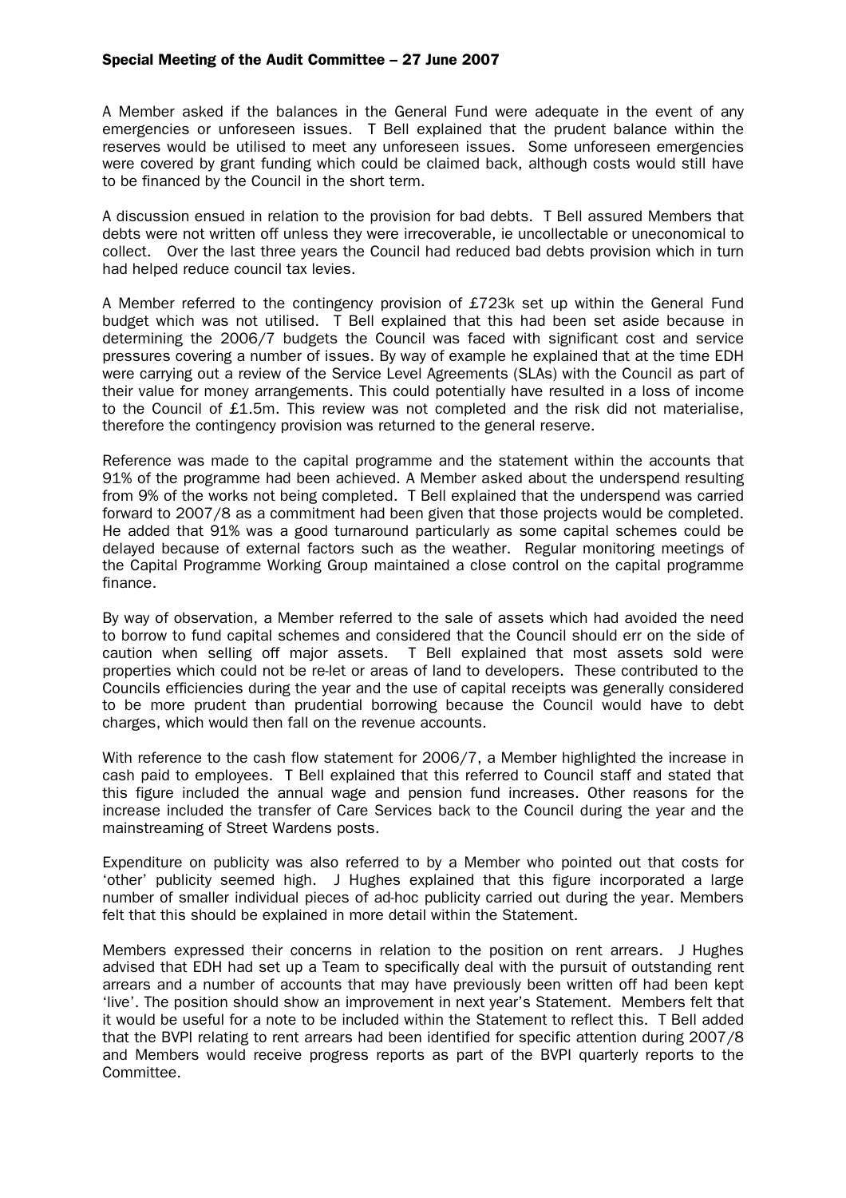A Member asked if the balances in the General Fund were adequate in the event of any emergencies or unforeseen issues. T Bell explained that the prudent balance within the reserves would be utilised to meet any unforeseen issues. Some unforeseen emergencies were covered by grant funding which could be claimed back, although costs would still have to be financed by the Council in the short term.

A discussion ensued in relation to the provision for bad debts. T Bell assured Members that debts were not written off unless they were irrecoverable, ie uncollectable or uneconomical to collect. Over the last three years the Council had reduced bad debts provision which in turn had helped reduce council tax levies.

A Member referred to the contingency provision of £723k set up within the General Fund budget which was not utilised. T Bell explained that this had been set aside because in determining the 2006/7 budgets the Council was faced with significant cost and service pressures covering a number of issues. By way of example he explained that at the time EDH were carrying out a review of the Service Level Agreements (SLAs) with the Council as part of their value for money arrangements. This could potentially have resulted in a loss of income to the Council of £1.5m. This review was not completed and the risk did not materialise, therefore the contingency provision was returned to the general reserve.

Reference was made to the capital programme and the statement within the accounts that 91% of the programme had been achieved. A Member asked about the underspend resulting from 9% of the works not being completed. T Bell explained that the underspend was carried forward to 2007/8 as a commitment had been given that those projects would be completed. He added that 91% was a good turnaround particularly as some capital schemes could be delayed because of external factors such as the weather. Regular monitoring meetings of the Capital Programme Working Group maintained a close control on the capital programme finance.

By way of observation, a Member referred to the sale of assets which had avoided the need to borrow to fund capital schemes and considered that the Council should err on the side of caution when selling off major assets. T Bell explained that most assets sold were properties which could not be re-let or areas of land to developers. These contributed to the Councils efficiencies during the year and the use of capital receipts was generally considered to be more prudent than prudential borrowing because the Council would have to debt charges, which would then fall on the revenue accounts.

With reference to the cash flow statement for 2006/7, a Member highlighted the increase in cash paid to employees. T Bell explained that this referred to Council staff and stated that this figure included the annual wage and pension fund increases. Other reasons for the increase included the transfer of Care Services back to the Council during the year and the mainstreaming of Street Wardens posts.

Expenditure on publicity was also referred to by a Member who pointed out that costs for 'other' publicity seemed high. J Hughes explained that this figure incorporated a large number of smaller individual pieces of ad-hoc publicity carried out during the year. Members felt that this should be explained in more detail within the Statement.

Members expressed their concerns in relation to the position on rent arrears. J Hughes advised that EDH had set up a Team to specifically deal with the pursuit of outstanding rent arrears and a number of accounts that may have previously been written off had been kept 'live'. The position should show an improvement in next year's Statement. Members felt that it would be useful for a note to be included within the Statement to reflect this. T Bell added that the BVPI relating to rent arrears had been identified for specific attention during 2007/8 and Members would receive progress reports as part of the BVPI quarterly reports to the Committee.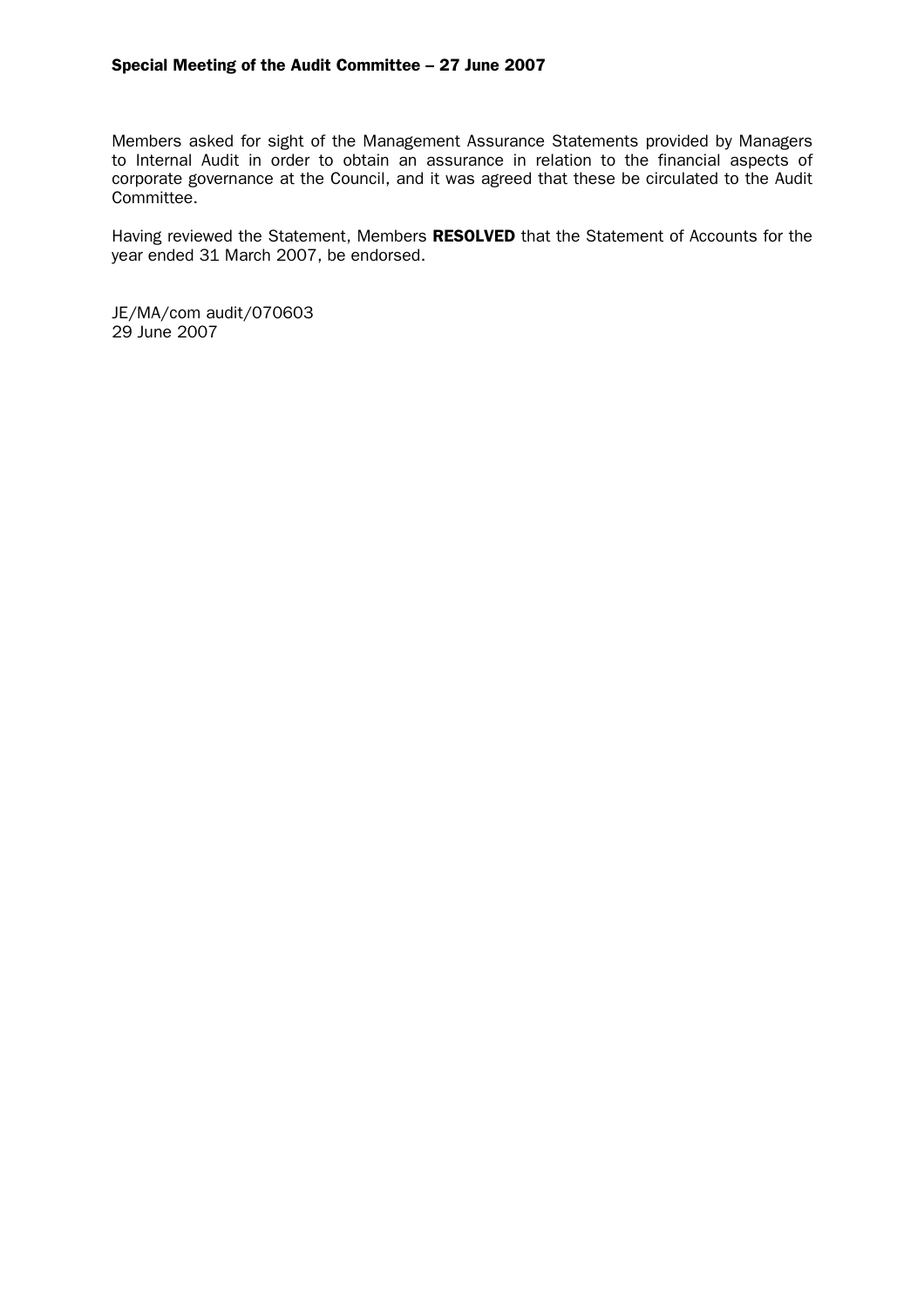Members asked for sight of the Management Assurance Statements provided by Managers to Internal Audit in order to obtain an assurance in relation to the financial aspects of corporate governance at the Council, and it was agreed that these be circulated to the Audit Committee.

Having reviewed the Statement, Members **RESOLVED** that the Statement of Accounts for the year ended 31 March 2007, be endorsed.

JE/MA/com audit/070603
29 June 2007